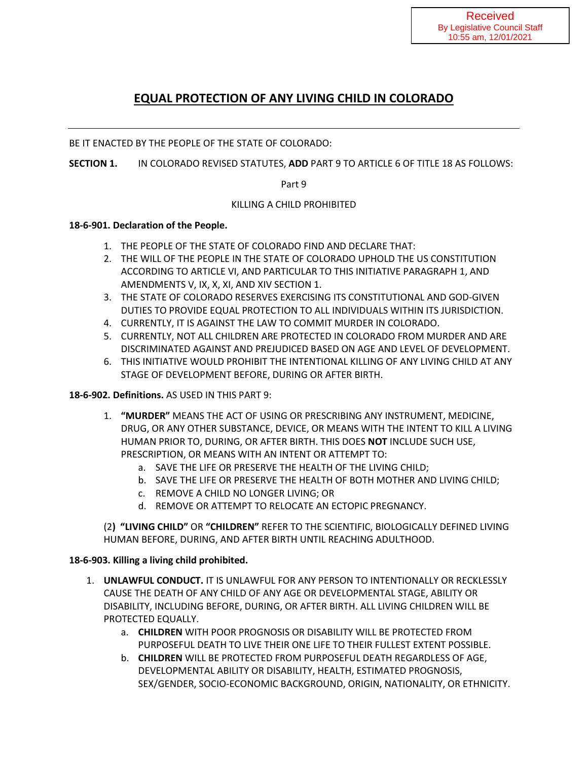Received
By Legislative Council Staff
10:55 am, 12/01/2021

# EQUAL PROTECTION OF ANY LIVING CHILD IN COLORADO

---

BE IT ENACTED BY THE PEOPLE OF THE STATE OF COLORADO:

**SECTION 1.** IN COLORADO REVISED STATUTES, **ADD** PART 9 TO ARTICLE 6 OF TITLE 18 AS FOLLOWS:

Part 9

KILLING A CHILD PROHIBITED

**18-6-901. Declaration of the People.**

1. THE PEOPLE OF THE STATE OF COLORADO FIND AND DECLARE THAT:
2. THE WILL OF THE PEOPLE IN THE STATE OF COLORADO UPHOLD THE US CONSTITUTION ACCORDING TO ARTICLE VI, AND PARTICULAR TO THIS INITIATIVE PARAGRAPH 1, AND AMENDMENTS V, IX, X, XI, AND XIV SECTION 1.
3. THE STATE OF COLORADO RESERVES EXERCISING ITS CONSTITUTIONAL AND GOD-GIVEN DUTIES TO PROVIDE EQUAL PROTECTION TO ALL INDIVIDUALS WITHIN ITS JURISDICTION.
4. CURRENTLY, IT IS AGAINST THE LAW TO COMMIT MURDER IN COLORADO.
5. CURRENTLY, NOT ALL CHILDREN ARE PROTECTED IN COLORADO FROM MURDER AND ARE DISCRIMINATED AGAINST AND PREJUDICED BASED ON AGE AND LEVEL OF DEVELOPMENT.
6. THIS INITIATIVE WOULD PROHIBIT THE INTENTIONAL KILLING OF ANY LIVING CHILD AT ANY STAGE OF DEVELOPMENT BEFORE, DURING OR AFTER BIRTH.

**18-6-902. Definitions.** AS USED IN THIS PART 9:

1. **"MURDER"** MEANS THE ACT OF USING OR PRESCRIBING ANY INSTRUMENT, MEDICINE, DRUG, OR ANY OTHER SUBSTANCE, DEVICE, OR MEANS WITH THE INTENT TO KILL A LIVING HUMAN PRIOR TO, DURING, OR AFTER BIRTH. THIS DOES **NOT** INCLUDE SUCH USE, PRESCRIPTION, OR MEANS WITH AN INTENT OR ATTEMPT TO:
   a. SAVE THE LIFE OR PRESERVE THE HEALTH OF THE LIVING CHILD;
   b. SAVE THE LIFE OR PRESERVE THE HEALTH OF BOTH MOTHER AND LIVING CHILD;
   c. REMOVE A CHILD NO LONGER LIVING; OR
   d. REMOVE OR ATTEMPT TO RELOCATE AN ECTOPIC PREGNANCY.

(2**) "LIVING CHILD"** OR **"CHILDREN"** REFER TO THE SCIENTIFIC, BIOLOGICALLY DEFINED LIVING HUMAN BEFORE, DURING, AND AFTER BIRTH UNTIL REACHING ADULTHOOD.

**18-6-903. Killing a living child prohibited.**

1. **UNLAWFUL CONDUCT.** IT IS UNLAWFUL FOR ANY PERSON TO INTENTIONALLY OR RECKLESSLY CAUSE THE DEATH OF ANY CHILD OF ANY AGE OR DEVELOPMENTAL STAGE, ABILITY OR DISABILITY, INCLUDING BEFORE, DURING, OR AFTER BIRTH. ALL LIVING CHILDREN WILL BE PROTECTED EQUALLY.
   a. **CHILDREN** WITH POOR PROGNOSIS OR DISABILITY WILL BE PROTECTED FROM PURPOSEFUL DEATH TO LIVE THEIR ONE LIFE TO THEIR FULLEST EXTENT POSSIBLE.
   b. **CHILDREN** WILL BE PROTECTED FROM PURPOSEFUL DEATH REGARDLESS OF AGE, DEVELOPMENTAL ABILITY OR DISABILITY, HEALTH, ESTIMATED PROGNOSIS, SEX/GENDER, SOCIO-ECONOMIC BACKGROUND, ORIGIN, NATIONALITY, OR ETHNICITY.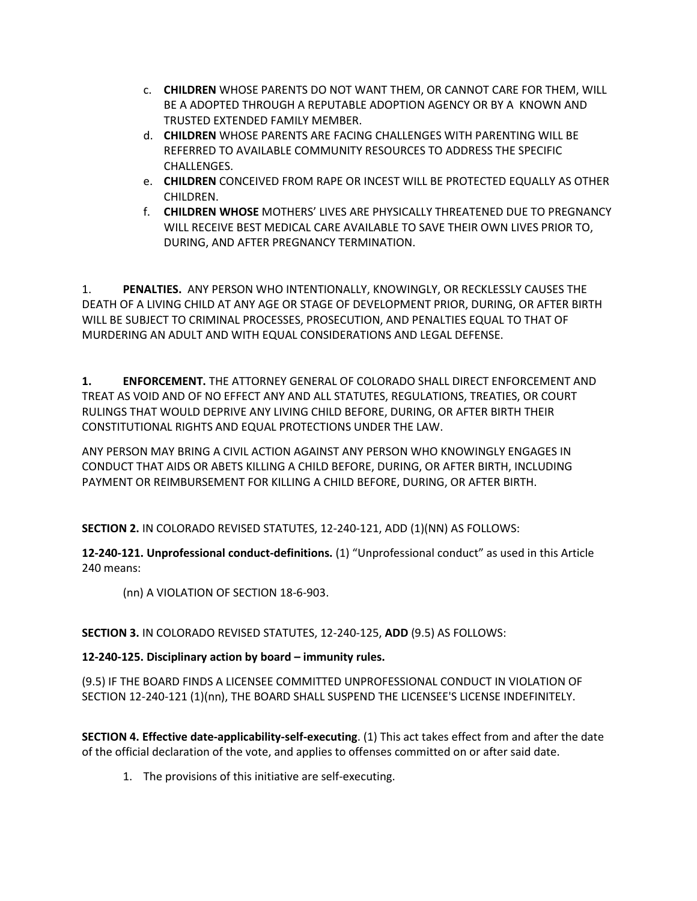c. **CHILDREN** WHOSE PARENTS DO NOT WANT THEM, OR CANNOT CARE FOR THEM, WILL BE A ADOPTED THROUGH A REPUTABLE ADOPTION AGENCY OR BY A KNOWN AND TRUSTED EXTENDED FAMILY MEMBER.
d. **CHILDREN** WHOSE PARENTS ARE FACING CHALLENGES WITH PARENTING WILL BE REFERRED TO AVAILABLE COMMUNITY RESOURCES TO ADDRESS THE SPECIFIC CHALLENGES.
e. **CHILDREN** CONCEIVED FROM RAPE OR INCEST WILL BE PROTECTED EQUALLY AS OTHER CHILDREN.
f. **CHILDREN WHOSE** MOTHERS' LIVES ARE PHYSICALLY THREATENED DUE TO PREGNANCY WILL RECEIVE BEST MEDICAL CARE AVAILABLE TO SAVE THEIR OWN LIVES PRIOR TO, DURING, AND AFTER PREGNANCY TERMINATION.

1. **PENALTIES.** ANY PERSON WHO INTENTIONALLY, KNOWINGLY, OR RECKLESSLY CAUSES THE DEATH OF A LIVING CHILD AT ANY AGE OR STAGE OF DEVELOPMENT PRIOR, DURING, OR AFTER BIRTH WILL BE SUBJECT TO CRIMINAL PROCESSES, PROSECUTION, AND PENALTIES EQUAL TO THAT OF MURDERING AN ADULT AND WITH EQUAL CONSIDERATIONS AND LEGAL DEFENSE.

**1. ENFORCEMENT.** THE ATTORNEY GENERAL OF COLORADO SHALL DIRECT ENFORCEMENT AND TREAT AS VOID AND OF NO EFFECT ANY AND ALL STATUTES, REGULATIONS, TREATIES, OR COURT RULINGS THAT WOULD DEPRIVE ANY LIVING CHILD BEFORE, DURING, OR AFTER BIRTH THEIR CONSTITUTIONAL RIGHTS AND EQUAL PROTECTIONS UNDER THE LAW.

ANY PERSON MAY BRING A CIVIL ACTION AGAINST ANY PERSON WHO KNOWINGLY ENGAGES IN CONDUCT THAT AIDS OR ABETS KILLING A CHILD BEFORE, DURING, OR AFTER BIRTH, INCLUDING PAYMENT OR REIMBURSEMENT FOR KILLING A CHILD BEFORE, DURING, OR AFTER BIRTH.

**SECTION 2.** IN COLORADO REVISED STATUTES, 12-240-121, ADD (1)(NN) AS FOLLOWS:

**12-240-121. Unprofessional conduct-definitions.** (1) "Unprofessional conduct" as used in this Article 240 means:

(nn) A VIOLATION OF SECTION 18-6-903.

**SECTION 3.** IN COLORADO REVISED STATUTES, 12-240-125, **ADD** (9.5) AS FOLLOWS:

**12-240-125. Disciplinary action by board – immunity rules.**

(9.5) IF THE BOARD FINDS A LICENSEE COMMITTED UNPROFESSIONAL CONDUCT IN VIOLATION OF SECTION 12-240-121 (1)(nn), THE BOARD SHALL SUSPEND THE LICENSEE'S LICENSE INDEFINITELY.

**SECTION 4. Effective date-applicability-self-executing**. (1) This act takes effect from and after the date of the official declaration of the vote, and applies to offenses committed on or after said date.

1. The provisions of this initiative are self-executing.